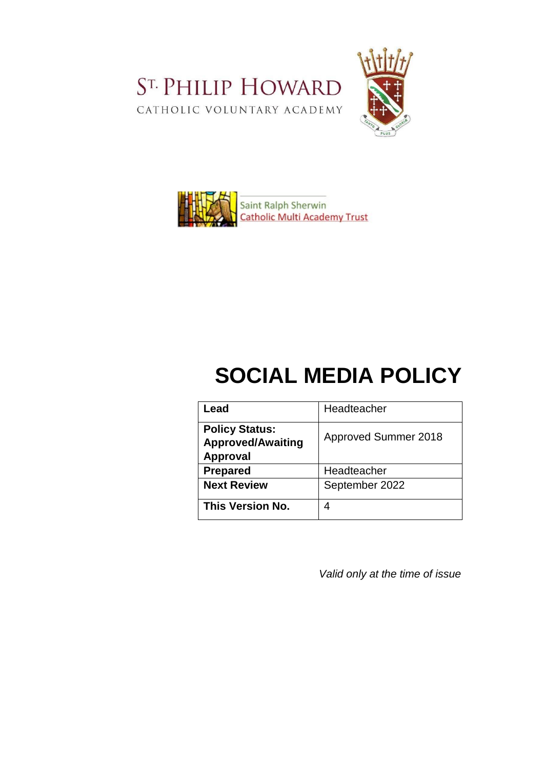ST. PHILIP HOWARD

CATHOLIC VOLUNTARY ACADEMY

Saint Ralph Sherwin
Catholic Multi Academy Trust

# SOCIAL MEDIA POLICY

| Lead | Headteacher |
| --- | --- |
| **Policy Status: Approved/Awaiting Approval** | Approved Summer 2018 |
| **Prepared** | Headteacher |
| **Next Review** | September 2022 |
| **This Version No.** | 4 |

*Valid only at the time of issue*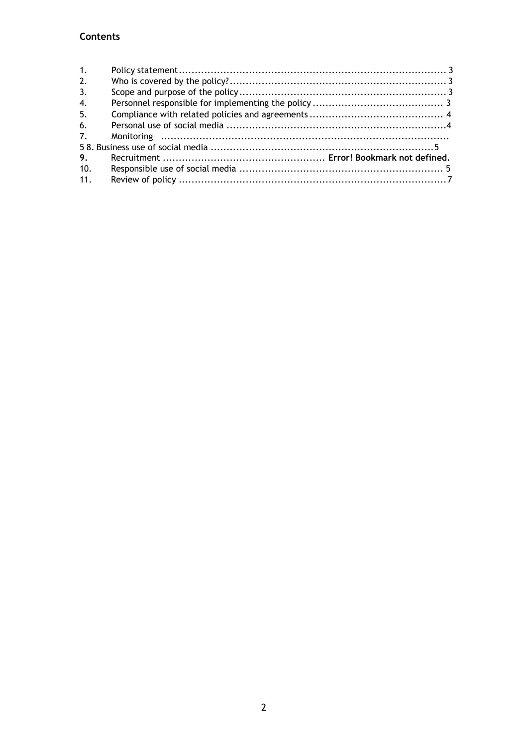**Contents**

1. Policy statement .................................................................................... 3
2. Who is covered by the policy? .................................................................... 3
3. Scope and purpose of the policy ................................................................. 3
4. Personnel responsible for implementing the policy ......................................... 3
5. Compliance with related policies and agreements .......................................... 4
6. Personal use of social media ..................................................................... 4
7. Monitoring .........................................................................................

5 8. Business use of social media ...................................................................... 5

**9.** Recruitment .................................................. **Error! Bookmark not defined.**

10. Responsible use of social media ................................................................. 5
11. Review of policy .................................................................................... 7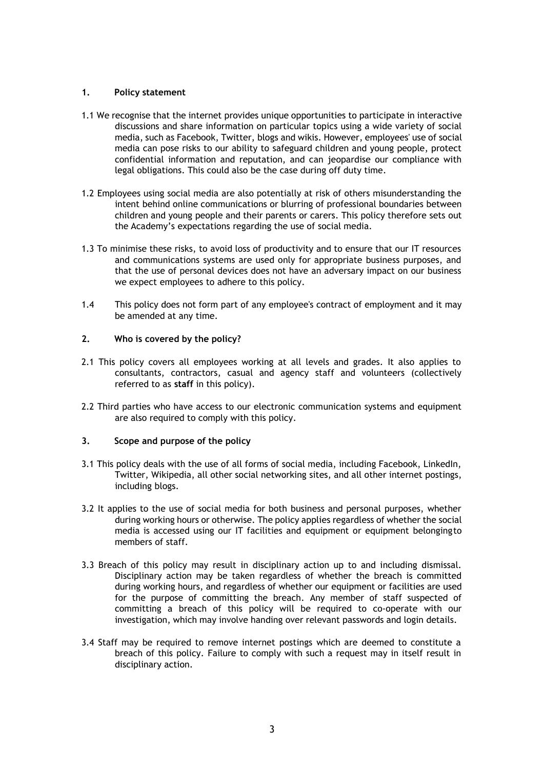## 1. Policy statement

1.1 We recognise that the internet provides unique opportunities to participate in interactive discussions and share information on particular topics using a wide variety of social media, such as Facebook, Twitter, blogs and wikis. However, employees' use of social media can pose risks to our ability to safeguard children and young people, protect confidential information and reputation, and can jeopardise our compliance with legal obligations. This could also be the case during off duty time.

1.2 Employees using social media are also potentially at risk of others misunderstanding the intent behind online communications or blurring of professional boundaries between children and young people and their parents or carers. This policy therefore sets out the Academy's expectations regarding the use of social media.

1.3 To minimise these risks, to avoid loss of productivity and to ensure that our IT resources and communications systems are used only for appropriate business purposes, and that the use of personal devices does not have an adversary impact on our business we expect employees to adhere to this policy.

1.4 This policy does not form part of any employee's contract of employment and it may be amended at any time.

## 2. Who is covered by the policy?

2.1 This policy covers all employees working at all levels and grades. It also applies to consultants, contractors, casual and agency staff and volunteers (collectively referred to as **staff** in this policy).

2.2 Third parties who have access to our electronic communication systems and equipment are also required to comply with this policy.

## 3. Scope and purpose of the policy

3.1 This policy deals with the use of all forms of social media, including Facebook, LinkedIn, Twitter, Wikipedia, all other social networking sites, and all other internet postings, including blogs.

3.2 It applies to the use of social media for both business and personal purposes, whether during working hours or otherwise. The policy applies regardless of whether the social media is accessed using our IT facilities and equipment or equipment belongingto members of staff.

3.3 Breach of this policy may result in disciplinary action up to and including dismissal. Disciplinary action may be taken regardless of whether the breach is committed during working hours, and regardless of whether our equipment or facilities are used for the purpose of committing the breach. Any member of staff suspected of committing a breach of this policy will be required to co-operate with our investigation, which may involve handing over relevant passwords and login details.

3.4 Staff may be required to remove internet postings which are deemed to constitute a breach of this policy. Failure to comply with such a request may in itself result in disciplinary action.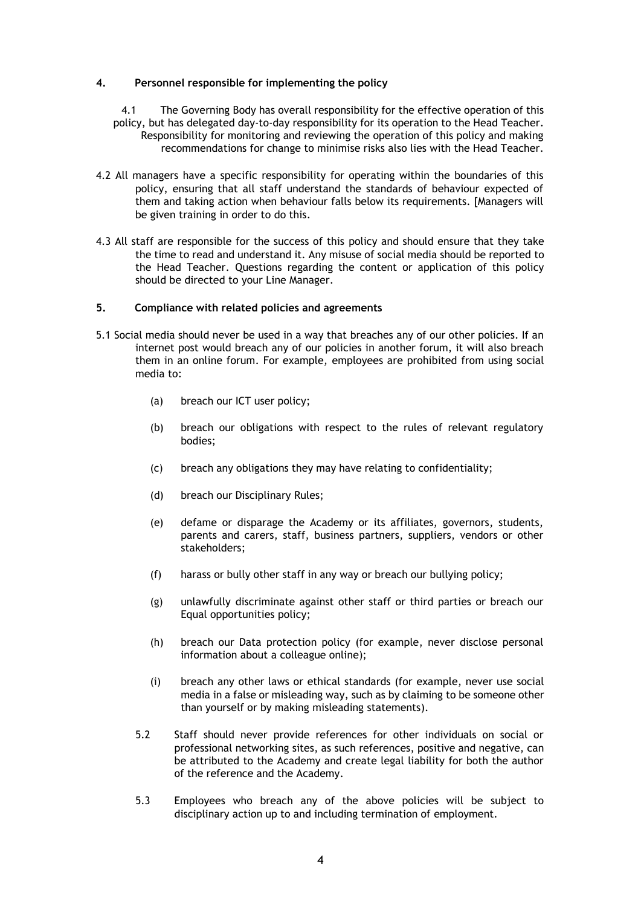## 4. Personnel responsible for implementing the policy

4.1 The Governing Body has overall responsibility for the effective operation of this policy, but has delegated day-to-day responsibility for its operation to the Head Teacher. Responsibility for monitoring and reviewing the operation of this policy and making recommendations for change to minimise risks also lies with the Head Teacher.

4.2 All managers have a specific responsibility for operating within the boundaries of this policy, ensuring that all staff understand the standards of behaviour expected of them and taking action when behaviour falls below its requirements. [Managers will be given training in order to do this.

4.3 All staff are responsible for the success of this policy and should ensure that they take the time to read and understand it. Any misuse of social media should be reported to the Head Teacher. Questions regarding the content or application of this policy should be directed to your Line Manager.

## 5. Compliance with related policies and agreements

5.1 Social media should never be used in a way that breaches any of our other policies. If an internet post would breach any of our policies in another forum, it will also breach them in an online forum. For example, employees are prohibited from using social media to:

(a) breach our ICT user policy;

(b) breach our obligations with respect to the rules of relevant regulatory bodies;

(c) breach any obligations they may have relating to confidentiality;

(d) breach our Disciplinary Rules;

(e) defame or disparage the Academy or its affiliates, governors, students, parents and carers, staff, business partners, suppliers, vendors or other stakeholders;

(f) harass or bully other staff in any way or breach our bullying policy;

(g) unlawfully discriminate against other staff or third parties or breach our Equal opportunities policy;

(h) breach our Data protection policy (for example, never disclose personal information about a colleague online);

(i) breach any other laws or ethical standards (for example, never use social media in a false or misleading way, such as by claiming to be someone other than yourself or by making misleading statements).

5.2 Staff should never provide references for other individuals on social or professional networking sites, as such references, positive and negative, can be attributed to the Academy and create legal liability for both the author of the reference and the Academy.

5.3 Employees who breach any of the above policies will be subject to disciplinary action up to and including termination of employment.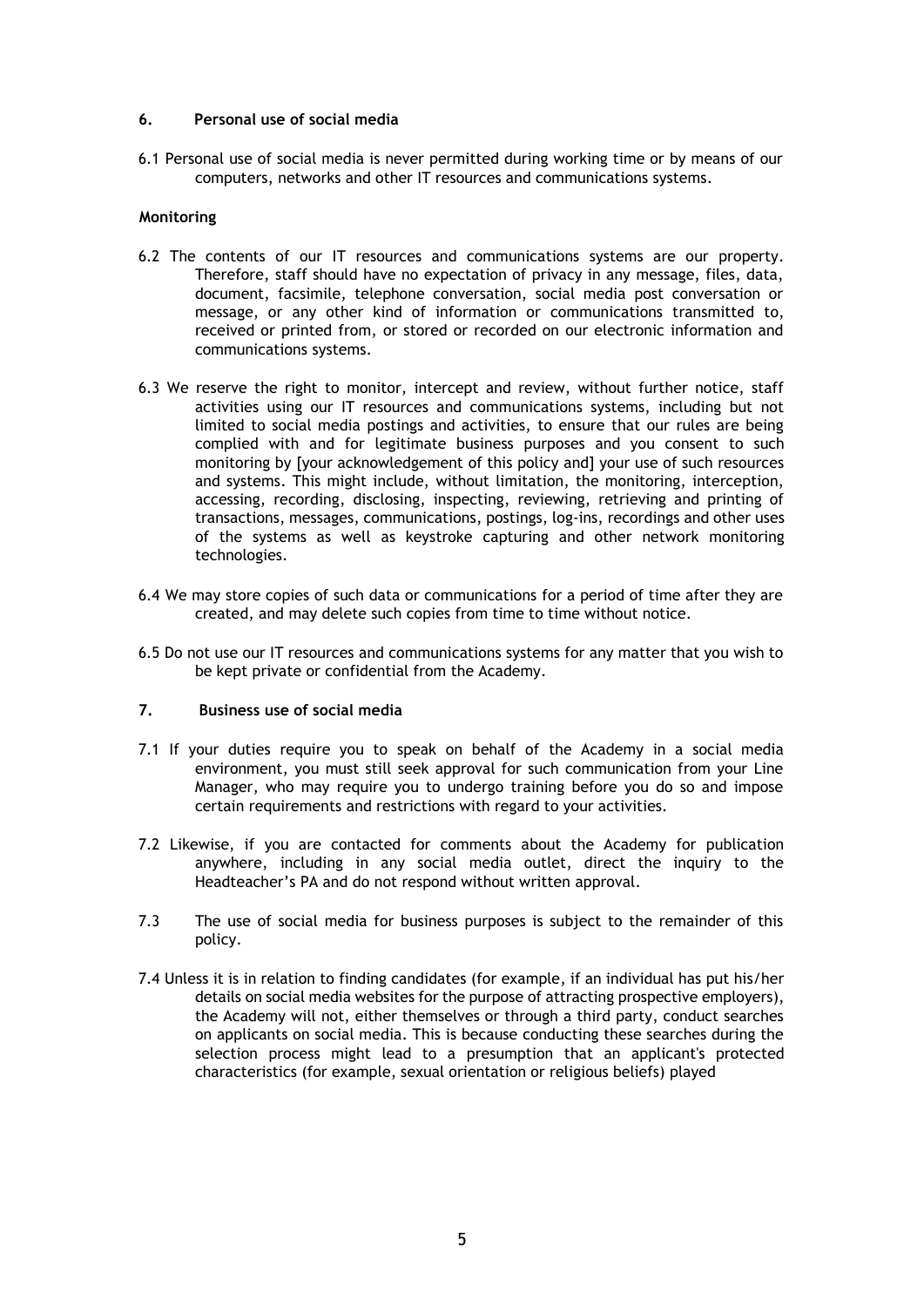## 6. Personal use of social media

6.1 Personal use of social media is never permitted during working time or by means of our computers, networks and other IT resources and communications systems.

### Monitoring

6.2 The contents of our IT resources and communications systems are our property. Therefore, staff should have no expectation of privacy in any message, files, data, document, facsimile, telephone conversation, social media post conversation or message, or any other kind of information or communications transmitted to, received or printed from, or stored or recorded on our electronic information and communications systems.

6.3 We reserve the right to monitor, intercept and review, without further notice, staff activities using our IT resources and communications systems, including but not limited to social media postings and activities, to ensure that our rules are being complied with and for legitimate business purposes and you consent to such monitoring by [your acknowledgement of this policy and] your use of such resources and systems. This might include, without limitation, the monitoring, interception, accessing, recording, disclosing, inspecting, reviewing, retrieving and printing of transactions, messages, communications, postings, log-ins, recordings and other uses of the systems as well as keystroke capturing and other network monitoring technologies.

6.4 We may store copies of such data or communications for a period of time after they are created, and may delete such copies from time to time without notice.

6.5 Do not use our IT resources and communications systems for any matter that you wish to be kept private or confidential from the Academy.

## 7. Business use of social media

7.1 If your duties require you to speak on behalf of the Academy in a social media environment, you must still seek approval for such communication from your Line Manager, who may require you to undergo training before you do so and impose certain requirements and restrictions with regard to your activities.

7.2 Likewise, if you are contacted for comments about the Academy for publication anywhere, including in any social media outlet, direct the inquiry to the Headteacher's PA and do not respond without written approval.

7.3 The use of social media for business purposes is subject to the remainder of this policy.

7.4 Unless it is in relation to finding candidates (for example, if an individual has put his/her details on social media websites for the purpose of attracting prospective employers), the Academy will not, either themselves or through a third party, conduct searches on applicants on social media. This is because conducting these searches during the selection process might lead to a presumption that an applicant's protected characteristics (for example, sexual orientation or religious beliefs) played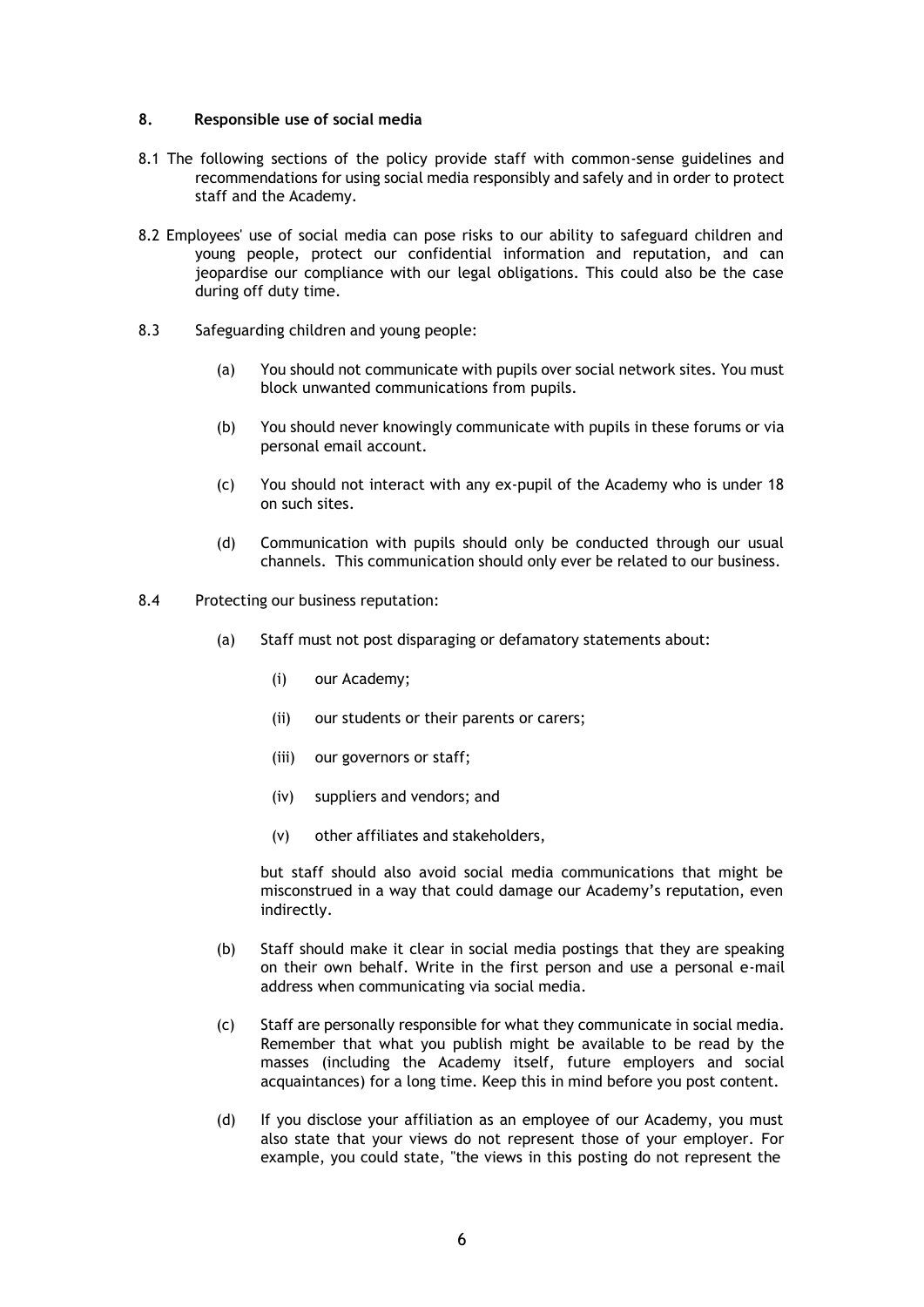## 8. Responsible use of social media

8.1 The following sections of the policy provide staff with common-sense guidelines and recommendations for using social media responsibly and safely and in order to protect staff and the Academy.

8.2 Employees' use of social media can pose risks to our ability to safeguard children and young people, protect our confidential information and reputation, and can jeopardise our compliance with our legal obligations. This could also be the case during off duty time.

8.3 Safeguarding children and young people:

(a) You should not communicate with pupils over social network sites. You must block unwanted communications from pupils.

(b) You should never knowingly communicate with pupils in these forums or via personal email account.

(c) You should not interact with any ex-pupil of the Academy who is under 18 on such sites.

(d) Communication with pupils should only be conducted through our usual channels. This communication should only ever be related to our business.

8.4 Protecting our business reputation:

(a) Staff must not post disparaging or defamatory statements about:

(i) our Academy;

(ii) our students or their parents or carers;

(iii) our governors or staff;

(iv) suppliers and vendors; and

(v) other affiliates and stakeholders,

but staff should also avoid social media communications that might be misconstrued in a way that could damage our Academy's reputation, even indirectly.

(b) Staff should make it clear in social media postings that they are speaking on their own behalf. Write in the first person and use a personal e-mail address when communicating via social media.

(c) Staff are personally responsible for what they communicate in social media. Remember that what you publish might be available to be read by the masses (including the Academy itself, future employers and social acquaintances) for a long time. Keep this in mind before you post content.

(d) If you disclose your affiliation as an employee of our Academy, you must also state that your views do not represent those of your employer. For example, you could state, "the views in this posting do not represent the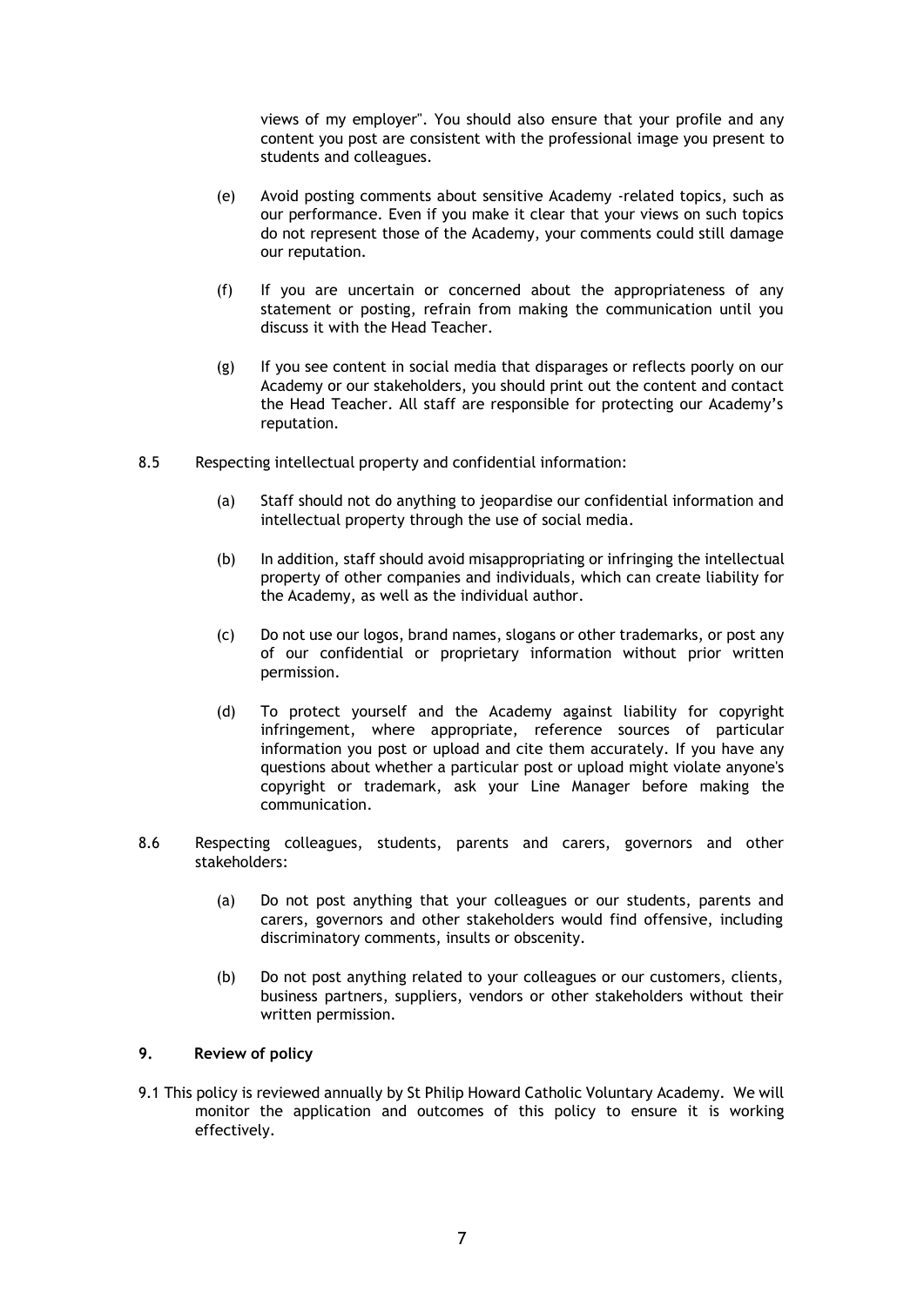views of my employer". You should also ensure that your profile and any content you post are consistent with the professional image you present to students and colleagues.

(e) Avoid posting comments about sensitive Academy -related topics, such as our performance. Even if you make it clear that your views on such topics do not represent those of the Academy, your comments could still damage our reputation.

(f) If you are uncertain or concerned about the appropriateness of any statement or posting, refrain from making the communication until you discuss it with the Head Teacher.

(g) If you see content in social media that disparages or reflects poorly on our Academy or our stakeholders, you should print out the content and contact the Head Teacher. All staff are responsible for protecting our Academy's reputation.

8.5 Respecting intellectual property and confidential information:

(a) Staff should not do anything to jeopardise our confidential information and intellectual property through the use of social media.

(b) In addition, staff should avoid misappropriating or infringing the intellectual property of other companies and individuals, which can create liability for the Academy, as well as the individual author.

(c) Do not use our logos, brand names, slogans or other trademarks, or post any of our confidential or proprietary information without prior written permission.

(d) To protect yourself and the Academy against liability for copyright infringement, where appropriate, reference sources of particular information you post or upload and cite them accurately. If you have any questions about whether a particular post or upload might violate anyone's copyright or trademark, ask your Line Manager before making the communication.

8.6 Respecting colleagues, students, parents and carers, governors and other stakeholders:

(a) Do not post anything that your colleagues or our students, parents and carers, governors and other stakeholders would find offensive, including discriminatory comments, insults or obscenity.

(b) Do not post anything related to your colleagues or our customers, clients, business partners, suppliers, vendors or other stakeholders without their written permission.

## 9. Review of policy

9.1 This policy is reviewed annually by St Philip Howard Catholic Voluntary Academy. We will monitor the application and outcomes of this policy to ensure it is working effectively.